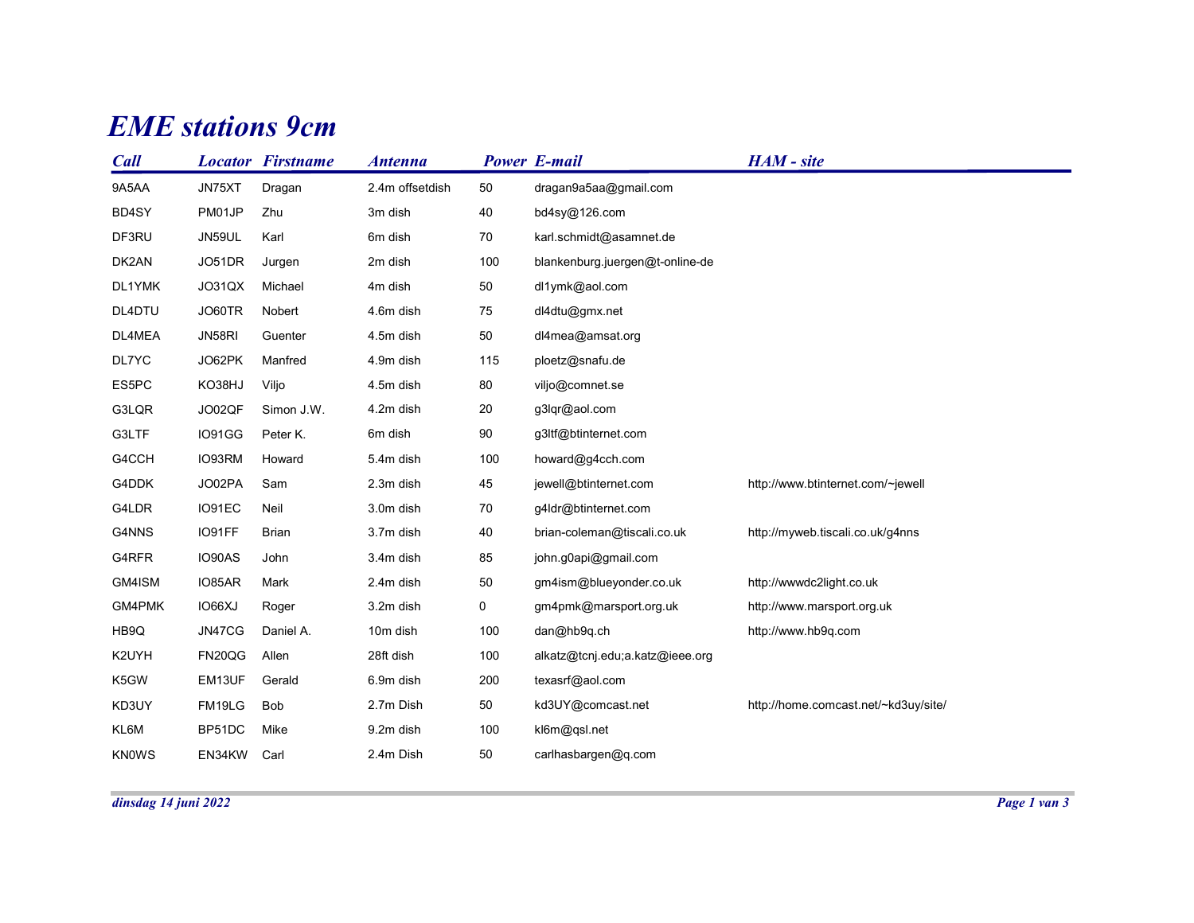# EME stations 9cm

| Call | Locator | Firstname | Antenna | Power | E-mail | HAM - site |
|---|---|---|---|---|---|---|
| 9A5AA | JN75XT | Dragan | 2.4m offsetdish | 50 | dragan9a5aa@gmail.com | |
| BD4SY | PM01JP | Zhu | 3m dish | 40 | bd4sy@126.com | |
| DF3RU | JN59UL | Karl | 6m dish | 70 | karl.schmidt@asamnet.de | |
| DK2AN | JO51DR | Jurgen | 2m dish | 100 | blankenburg.juergen@t-online-de | |
| DL1YMK | JO31QX | Michael | 4m dish | 50 | dl1ymk@aol.com | |
| DL4DTU | JO60TR | Nobert | 4.6m dish | 75 | dl4dtu@gmx.net | |
| DL4MEA | JN58RI | Guenter | 4.5m dish | 50 | dl4mea@amsat.org | |
| DL7YC | JO62PK | Manfred | 4.9m dish | 115 | ploetz@snafu.de | |
| ES5PC | KO38HJ | Viljo | 4.5m dish | 80 | viljo@comnet.se | |
| G3LQR | JO02QF | Simon J.W. | 4.2m dish | 20 | g3lqr@aol.com | |
| G3LTF | IO91GG | Peter K. | 6m dish | 90 | g3ltf@btinternet.com | |
| G4CCH | IO93RM | Howard | 5.4m dish | 100 | howard@g4cch.com | |
| G4DDK | JO02PA | Sam | 2.3m dish | 45 | jewell@btinternet.com | http://www.btinternet.com/~jewell |
| G4LDR | IO91EC | Neil | 3.0m dish | 70 | g4ldr@btinternet.com | |
| G4NNS | IO91FF | Brian | 3.7m dish | 40 | brian-coleman@tiscali.co.uk | http://myweb.tiscali.co.uk/g4nns |
| G4RFR | IO90AS | John | 3.4m dish | 85 | john.g0api@gmail.com | |
| GM4ISM | IO85AR | Mark | 2.4m dish | 50 | gm4ism@blueyonder.co.uk | http://wwwdc2light.co.uk |
| GM4PMK | IO66XJ | Roger | 3.2m dish | 0 | gm4pmk@marsport.org.uk | http://www.marsport.org.uk |
| HB9Q | JN47CG | Daniel A. | 10m dish | 100 | dan@hb9q.ch | http://www.hb9q.com |
| K2UYH | FN20QG | Allen | 28ft dish | 100 | alkatz@tcnj.edu;a.katz@ieee.org | |
| K5GW | EM13UF | Gerald | 6.9m dish | 200 | texasrf@aol.com | |
| KD3UY | FM19LG | Bob | 2.7m Dish | 50 | kd3UY@comcast.net | http://home.comcast.net/~kd3uy/site/ |
| KL6M | BP51DC | Mike | 9.2m dish | 100 | kl6m@qsl.net | |
| KN0WS | EN34KW | Carl | 2.4m Dish | 50 | carlhasbargen@q.com | |

*dinsdag 14 juni 2022*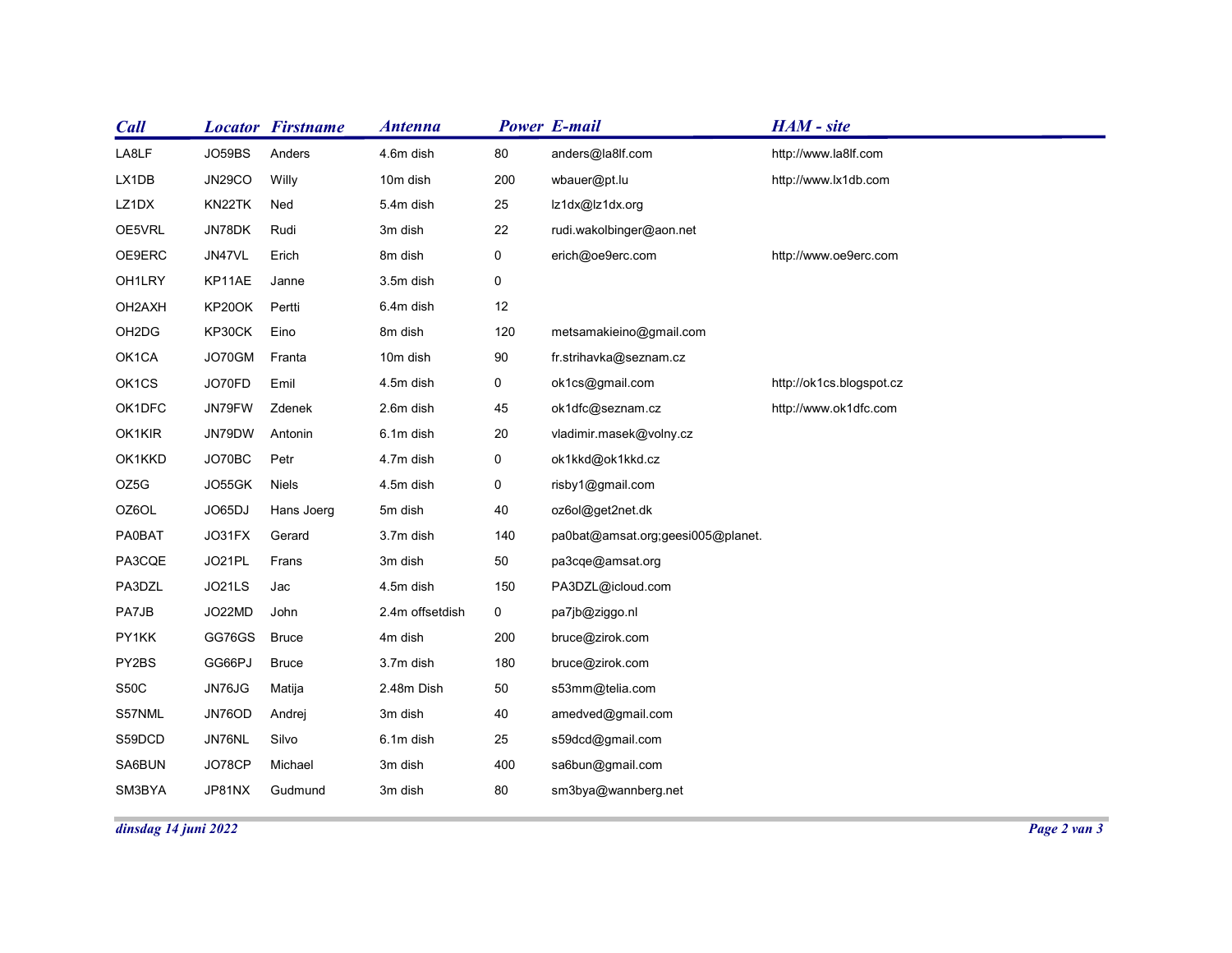| Call | Locator | Firstname | Antenna | Power | E-mail | HAM - site |
|---|---|---|---|---|---|---|
| LA8LF | JO59BS | Anders | 4.6m dish | 80 | anders@la8lf.com | http://www.la8lf.com |
| LX1DB | JN29CO | Willy | 10m dish | 200 | wbauer@pt.lu | http://www.lx1db.com |
| LZ1DX | KN22TK | Ned | 5.4m dish | 25 | lz1dx@lz1dx.org | |
| OE5VRL | JN78DK | Rudi | 3m dish | 22 | rudi.wakolbinger@aon.net | |
| OE9ERC | JN47VL | Erich | 8m dish | 0 | erich@oe9erc.com | http://www.oe9erc.com |
| OH1LRY | KP11AE | Janne | 3.5m dish | 0 | | |
| OH2AXH | KP20OK | Pertti | 6.4m dish | 12 | | |
| OH2DG | KP30CK | Eino | 8m dish | 120 | metsamakieino@gmail.com | |
| OK1CA | JO70GM | Franta | 10m dish | 90 | fr.strihavka@seznam.cz | |
| OK1CS | JO70FD | Emil | 4.5m dish | 0 | ok1cs@gmail.com | http://ok1cs.blogspot.cz |
| OK1DFC | JN79FW | Zdenek | 2.6m dish | 45 | ok1dfc@seznam.cz | http://www.ok1dfc.com |
| OK1KIR | JN79DW | Antonin | 6.1m dish | 20 | vladimir.masek@volny.cz | |
| OK1KKD | JO70BC | Petr | 4.7m dish | 0 | ok1kkd@ok1kkd.cz | |
| OZ5G | JO55GK | Niels | 4.5m dish | 0 | risby1@gmail.com | |
| OZ6OL | JO65DJ | Hans Joerg | 5m dish | 40 | oz6ol@get2net.dk | |
| PA0BAT | JO31FX | Gerard | 3.7m dish | 140 | pa0bat@amsat.org;geesi005@planet. | |
| PA3CQE | JO21PL | Frans | 3m dish | 50 | pa3cqe@amsat.org | |
| PA3DZL | JO21LS | Jac | 4.5m dish | 150 | PA3DZL@icloud.com | |
| PA7JB | JO22MD | John | 2.4m offsetdish | 0 | pa7jb@ziggo.nl | |
| PY1KK | GG76GS | Bruce | 4m dish | 200 | bruce@zirok.com | |
| PY2BS | GG66PJ | Bruce | 3.7m dish | 180 | bruce@zirok.com | |
| S50C | JN76JG | Matija | 2.48m Dish | 50 | s53mm@telia.com | |
| S57NML | JN76OD | Andrej | 3m dish | 40 | amedved@gmail.com | |
| S59DCD | JN76NL | Silvo | 6.1m dish | 25 | s59dcd@gmail.com | |
| SA6BUN | JO78CP | Michael | 3m dish | 400 | sa6bun@gmail.com | |
| SM3BYA | JP81NX | Gudmund | 3m dish | 80 | sm3bya@wannberg.net | |

*dinsdag 14 juni 2022*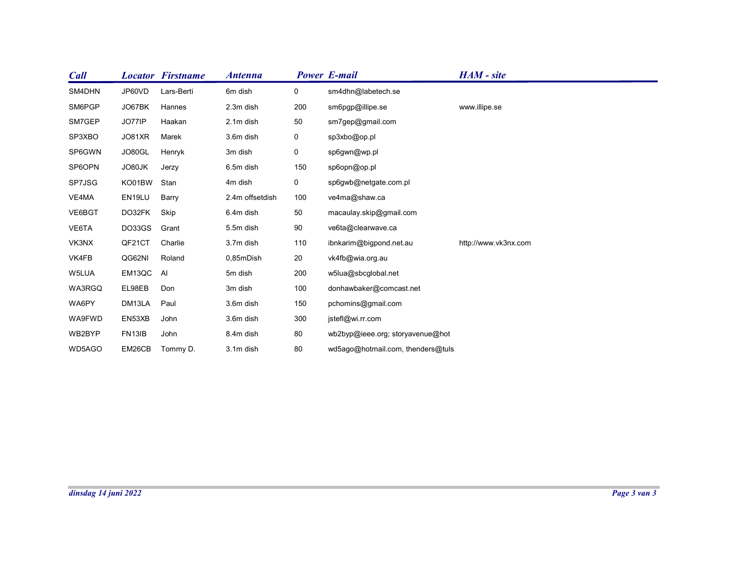| Call | Locator | Firstname | Antenna | Power | E-mail | HAM - site |
|---|---|---|---|---|---|---|
| SM4DHN | JP60VD | Lars-Berti | 6m dish | 0 | sm4dhn@labetech.se | |
| SM6PGP | JO67BK | Hannes | 2.3m dish | 200 | sm6pgp@illipe.se | www.illipe.se |
| SM7GEP | JO77IP | Haakan | 2.1m dish | 50 | sm7gep@gmail.com | |
| SP3XBO | JO81XR | Marek | 3.6m dish | 0 | sp3xbo@op.pl | |
| SP6GWN | JO80GL | Henryk | 3m dish | 0 | sp6gwn@wp.pl | |
| SP6OPN | JO80JK | Jerzy | 6.5m dish | 150 | sp6opn@op.pl | |
| SP7JSG | KO01BW | Stan | 4m dish | 0 | sp6gwb@netgate.com.pl | |
| VE4MA | EN19LU | Barry | 2.4m offsetdish | 100 | ve4ma@shaw.ca | |
| VE6BGT | DO32FK | Skip | 6.4m dish | 50 | macaulay.skip@gmail.com | |
| VE6TA | DO33GS | Grant | 5.5m dish | 90 | ve6ta@clearwave.ca | |
| VK3NX | QF21CT | Charlie | 3.7m dish | 110 | ibnkarim@bigpond.net.au | http://www.vk3nx.com |
| VK4FB | QG62NI | Roland | 0,85mDish | 20 | vk4fb@wia.org.au | |
| W5LUA | EM13QC | Al | 5m dish | 200 | w5lua@sbcglobal.net | |
| WA3RGQ | EL98EB | Don | 3m dish | 100 | donhawbaker@comcast.net | |
| WA6PY | DM13LA | Paul | 3.6m dish | 150 | pchomins@gmail.com | |
| WA9FWD | EN53XB | John | 3.6m dish | 300 | jstefl@wi.rr.com | |
| WB2BYP | FN13IB | John | 8.4m dish | 80 | wb2byp@ieee.org; storyavenue@hot | |
| WD5AGO | EM26CB | Tommy D. | 3.1m dish | 80 | wd5ago@hotmail.com, thenders@tuls | |

*dinsdag 14 juni 2022*